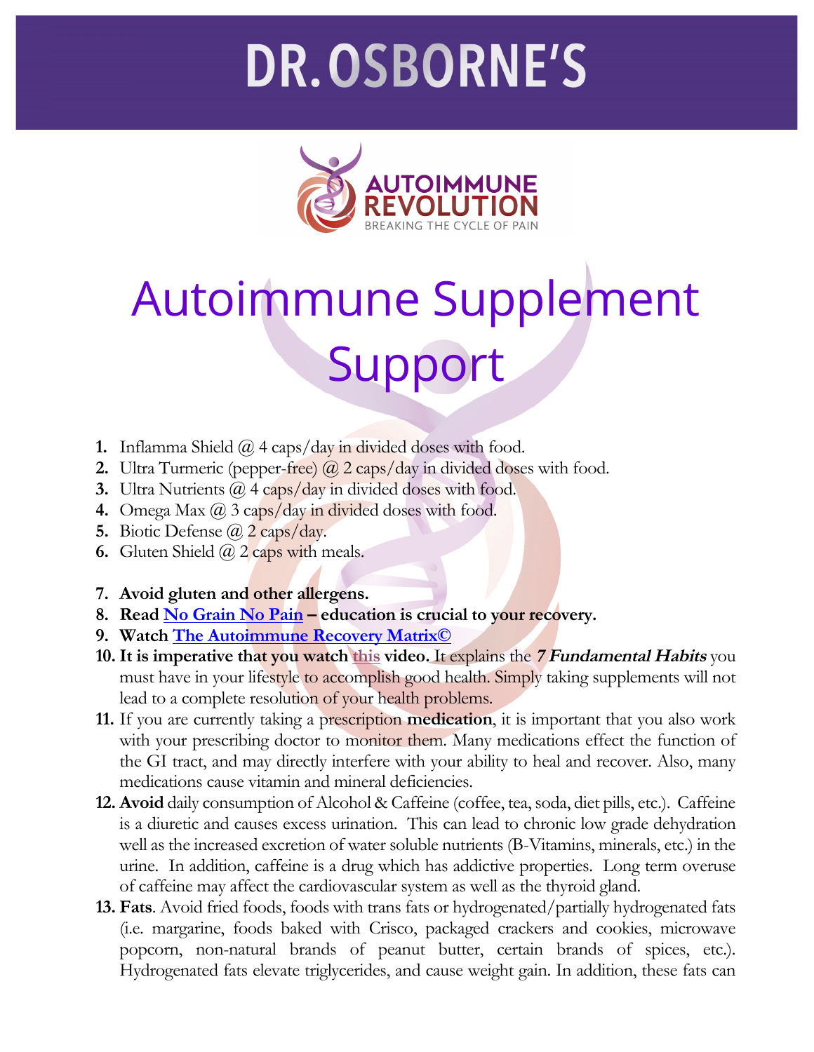# DR. OSBORNE'S

AUTOIMMUNE REVOLUTION
BREAKING THE CYCLE OF PAIN

# Autoimmune Supplement Support

1. Inflamma Shield @ 4 caps/day in divided doses with food.
2. Ultra Turmeric (pepper-free) @ 2 caps/day in divided doses with food.
3. Ultra Nutrients @ 4 caps/day in divided doses with food.
4. Omega Max @ 3 caps/day in divided doses with food.
5. Biotic Defense @ 2 caps/day.
6. Gluten Shield @ 2 caps with meals.

7. **Avoid gluten and other allergens.**
8. **Read No Grain No Pain – education is crucial to your recovery.**
9. **Watch The Autoimmune Recovery Matrix©**
10. **It is imperative that you watch this video.** It explains the ***7 Fundamental Habits*** you must have in your lifestyle to accomplish good health. Simply taking supplements will not lead to a complete resolution of your health problems.
11. If you are currently taking a prescription **medication**, it is important that you also work with your prescribing doctor to monitor them. Many medications effect the function of the GI tract, and may directly interfere with your ability to heal and recover. Also, many medications cause vitamin and mineral deficiencies.
12. **Avoid** daily consumption of Alcohol & Caffeine (coffee, tea, soda, diet pills, etc.). Caffeine is a diuretic and causes excess urination. This can lead to chronic low grade dehydration well as the increased excretion of water soluble nutrients (B-Vitamins, minerals, etc.) in the urine. In addition, caffeine is a drug which has addictive properties. Long term overuse of caffeine may affect the cardiovascular system as well as the thyroid gland.
13. **Fats**. Avoid fried foods, foods with trans fats or hydrogenated/partially hydrogenated fats (i.e. margarine, foods baked with Crisco, packaged crackers and cookies, microwave popcorn, non-natural brands of peanut butter, certain brands of spices, etc.). Hydrogenated fats elevate triglycerides, and cause weight gain. In addition, these fats can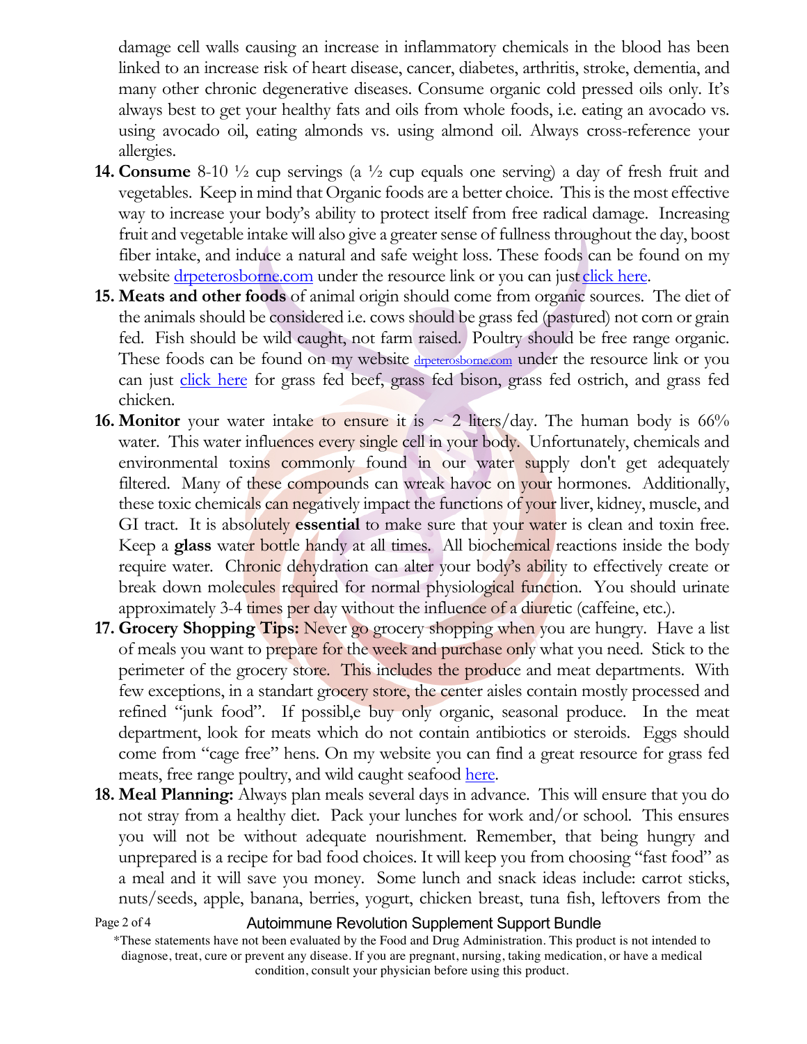damage cell walls causing an increase in inflammatory chemicals in the blood has been linked to an increase risk of heart disease, cancer, diabetes, arthritis, stroke, dementia, and many other chronic degenerative diseases. Consume organic cold pressed oils only. It's always best to get your healthy fats and oils from whole foods, i.e. eating an avocado vs. using avocado oil, eating almonds vs. using almond oil. Always cross-reference your allergies.

14. **Consume** 8-10 ½ cup servings (a ½ cup equals one serving) a day of fresh fruit and vegetables. Keep in mind that Organic foods are a better choice. This is the most effective way to increase your body's ability to protect itself from free radical damage. Increasing fruit and vegetable intake will also give a greater sense of fullness throughout the day, boost fiber intake, and induce a natural and safe weight loss. These foods can be found on my website [drpeterosborne.com](drpeterosborne.com) under the resource link or you can just [click here](#).
15. **Meats and other foods** of animal origin should come from organic sources. The diet of the animals should be considered i.e. cows should be grass fed (pastured) not corn or grain fed. Fish should be wild caught, not farm raised. Poultry should be free range organic. These foods can be found on my website [drpeterosborne.com](drpeterosborne.com) under the resource link or you can just [click here](#) for grass fed beef, grass fed bison, grass fed ostrich, and grass fed chicken.
16. **Monitor** your water intake to ensure it is ~ 2 liters/day. The human body is 66% water. This water influences every single cell in your body. Unfortunately, chemicals and environmental toxins commonly found in our water supply don't get adequately filtered. Many of these compounds can wreak havoc on your hormones. Additionally, these toxic chemicals can negatively impact the functions of your liver, kidney, muscle, and GI tract. It is absolutely **essential** to make sure that your water is clean and toxin free. Keep a **glass** water bottle handy at all times. All biochemical reactions inside the body require water. Chronic dehydration can alter your body's ability to effectively create or break down molecules required for normal physiological function. You should urinate approximately 3-4 times per day without the influence of a diuretic (caffeine, etc.).
17. **Grocery Shopping Tips:** Never go grocery shopping when you are hungry. Have a list of meals you want to prepare for the week and purchase only what you need. Stick to the perimeter of the grocery store. This includes the produce and meat departments. With few exceptions, in a standart grocery store, the center aisles contain mostly processed and refined "junk food". If possibl,e buy only organic, seasonal produce. In the meat department, look for meats which do not contain antibiotics or steroids. Eggs should come from "cage free" hens. On my website you can find a great resource for grass fed meats, free range poultry, and wild caught seafood [here](#).
18. **Meal Planning:** Always plan meals several days in advance. This will ensure that you do not stray from a healthy diet. Pack your lunches for work and/or school. This ensures you will not be without adequate nourishment. Remember, that being hungry and unprepared is a recipe for bad food choices. It will keep you from choosing "fast food" as a meal and it will save you money. Some lunch and snack ideas include: carrot sticks, nuts/seeds, apple, banana, berries, yogurt, chicken breast, tuna fish, leftovers from the

Autoimmune Revolution Supplement Support Bundle

*These statements have not been evaluated by the Food and Drug Administration. This product is not intended to diagnose, treat, cure or prevent any disease. If you are pregnant, nursing, taking medication, or have a medical condition, consult your physician before using this product.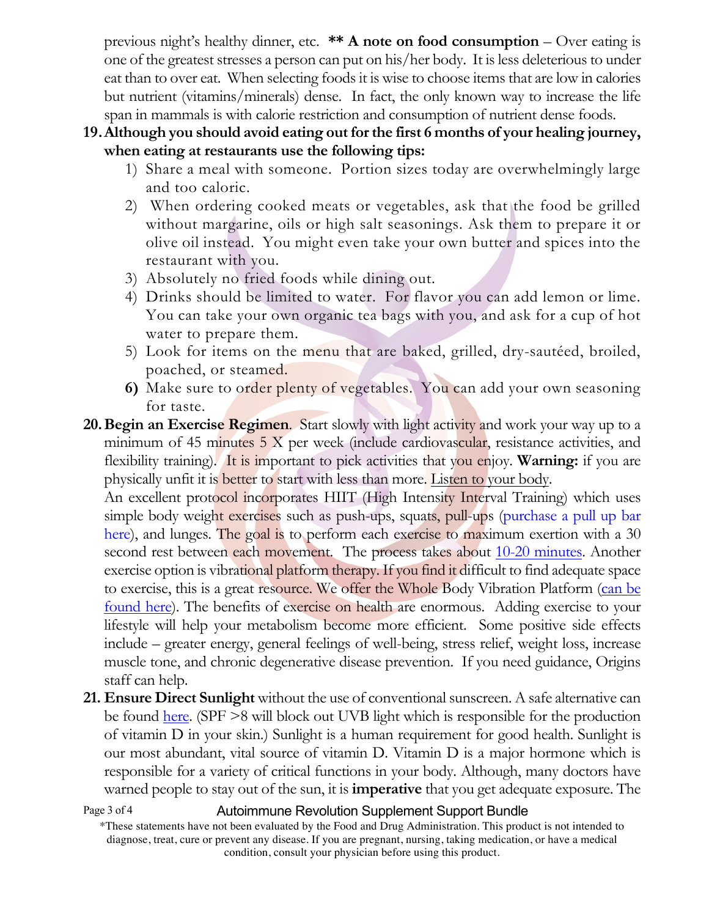previous night's healthy dinner, etc. **** A note on food consumption** – Over eating is one of the greatest stresses a person can put on his/her body. It is less deleterious to under eat than to over eat. When selecting foods it is wise to choose items that are low in calories but nutrient (vitamins/minerals) dense. In fact, the only known way to increase the life span in mammals is with calorie restriction and consumption of nutrient dense foods.

**19. Although you should avoid eating out for the first 6 months of your healing journey, when eating at restaurants use the following tips:**

1) Share a meal with someone. Portion sizes today are overwhelmingly large and too caloric.
2) When ordering cooked meats or vegetables, ask that the food be grilled without margarine, oils or high salt seasonings. Ask them to prepare it or olive oil instead. You might even take your own butter and spices into the restaurant with you.
3) Absolutely no fried foods while dining out.
4) Drinks should be limited to water. For flavor you can add lemon or lime. You can take your own organic tea bags with you, and ask for a cup of hot water to prepare them.
5) Look for items on the menu that are baked, grilled, dry-sautéed, broiled, poached, or steamed.
6) Make sure to order plenty of vegetables. You can add your own seasoning for taste.

**20. Begin an Exercise Regimen**. Start slowly with light activity and work your way up to a minimum of 45 minutes 5 X per week (include cardiovascular, resistance activities, and flexibility training). It is important to pick activities that you enjoy. **Warning:** if you are physically unfit it is better to start with less than more. Listen to your body.

An excellent protocol incorporates HIIT (High Intensity Interval Training) which uses simple body weight exercises such as push-ups, squats, pull-ups (purchase a pull up bar here), and lunges. The goal is to perform each exercise to maximum exertion with a 30 second rest between each movement. The process takes about 10-20 minutes. Another exercise option is vibrational platform therapy. If you find it difficult to find adequate space to exercise, this is a great resource. We offer the Whole Body Vibration Platform (can be found here). The benefits of exercise on health are enormous. Adding exercise to your lifestyle will help your metabolism become more efficient. Some positive side effects include – greater energy, general feelings of well-being, stress relief, weight loss, increase muscle tone, and chronic degenerative disease prevention. If you need guidance, Origins staff can help.

**21. Ensure Direct Sunlight** without the use of conventional sunscreen. A safe alternative can be found here. (SPF >8 will block out UVB light which is responsible for the production of vitamin D in your skin.) Sunlight is a human requirement for good health. Sunlight is our most abundant, vital source of vitamin D. Vitamin D is a major hormone which is responsible for a variety of critical functions in your body. Although, many doctors have warned people to stay out of the sun, it is **imperative** that you get adequate exposure. The

*These statements have not been evaluated by the Food and Drug Administration. This product is not intended to diagnose, treat, cure or prevent any disease. If you are pregnant, nursing, taking medication, or have a medical condition, consult your physician before using this product.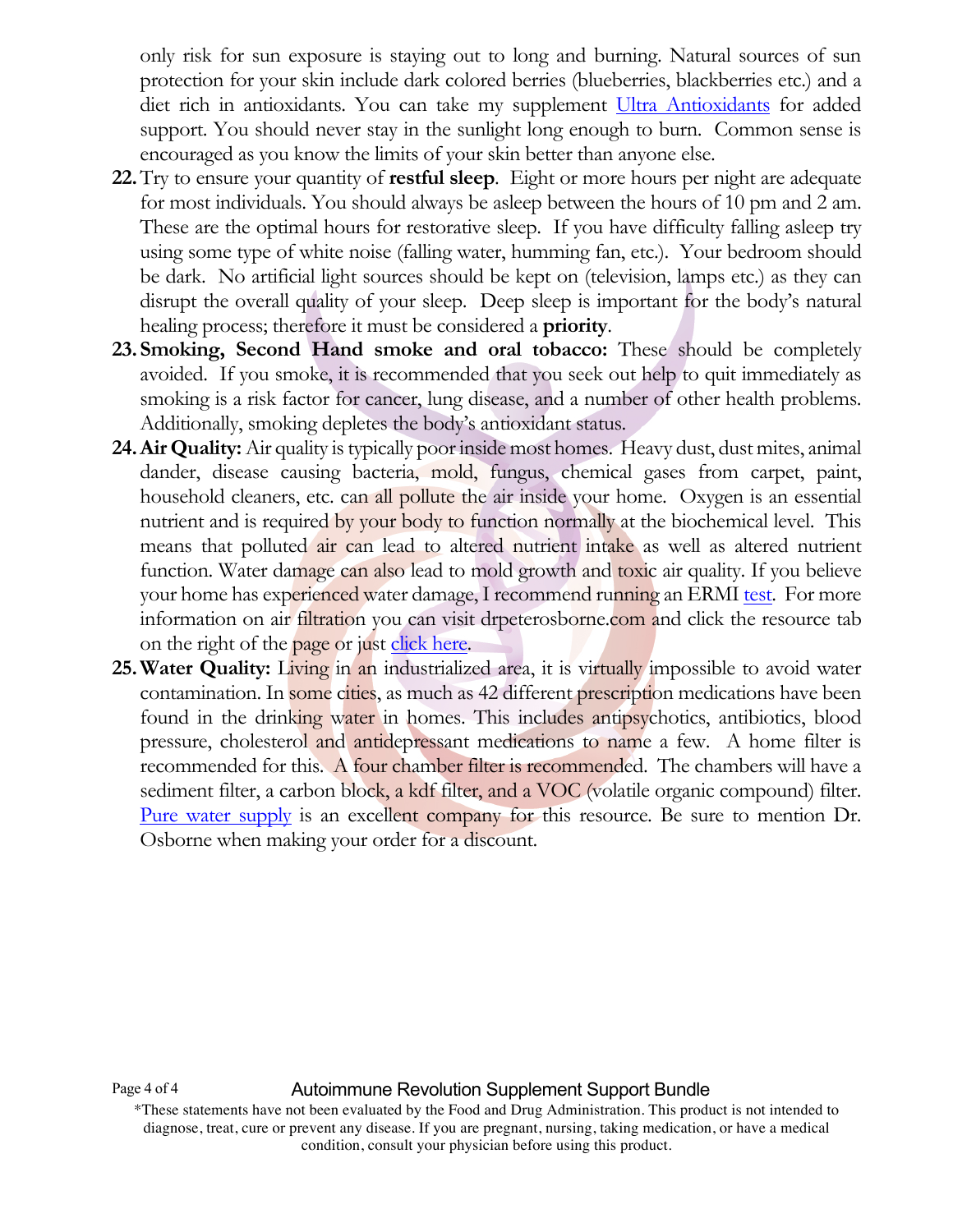only risk for sun exposure is staying out to long and burning. Natural sources of sun protection for your skin include dark colored berries (blueberries, blackberries etc.) and a diet rich in antioxidants. You can take my supplement Ultra Antioxidants for added support. You should never stay in the sunlight long enough to burn. Common sense is encouraged as you know the limits of your skin better than anyone else.

22. Try to ensure your quantity of **restful sleep**. Eight or more hours per night are adequate for most individuals. You should always be asleep between the hours of 10 pm and 2 am. These are the optimal hours for restorative sleep. If you have difficulty falling asleep try using some type of white noise (falling water, humming fan, etc.). Your bedroom should be dark. No artificial light sources should be kept on (television, lamps etc.) as they can disrupt the overall quality of your sleep. Deep sleep is important for the body's natural healing process; therefore it must be considered a **priority**.
23. **Smoking, Second Hand smoke and oral tobacco:** These should be completely avoided. If you smoke, it is recommended that you seek out help to quit immediately as smoking is a risk factor for cancer, lung disease, and a number of other health problems. Additionally, smoking depletes the body's antioxidant status.
24. **Air Quality:** Air quality is typically poor inside most homes. Heavy dust, dust mites, animal dander, disease causing bacteria, mold, fungus, chemical gases from carpet, paint, household cleaners, etc. can all pollute the air inside your home. Oxygen is an essential nutrient and is required by your body to function normally at the biochemical level. This means that polluted air can lead to altered nutrient intake as well as altered nutrient function. Water damage can also lead to mold growth and toxic air quality. If you believe your home has experienced water damage, I recommend running an ERMI test. For more information on air filtration you can visit drpeterosborne.com and click the resource tab on the right of the page or just click here.
25. **Water Quality:** Living in an industrialized area, it is virtually impossible to avoid water contamination. In some cities, as much as 42 different prescription medications have been found in the drinking water in homes. This includes antipsychotics, antibiotics, blood pressure, cholesterol and antidepressant medications to name a few. A home filter is recommended for this. A four chamber filter is recommended. The chambers will have a sediment filter, a carbon block, a kdf filter, and a VOC (volatile organic compound) filter. Pure water supply is an excellent company for this resource. Be sure to mention Dr. Osborne when making your order for a discount.

*These statements have not been evaluated by the Food and Drug Administration. This product is not intended to diagnose, treat, cure or prevent any disease. If you are pregnant, nursing, taking medication, or have a medical condition, consult your physician before using this product.